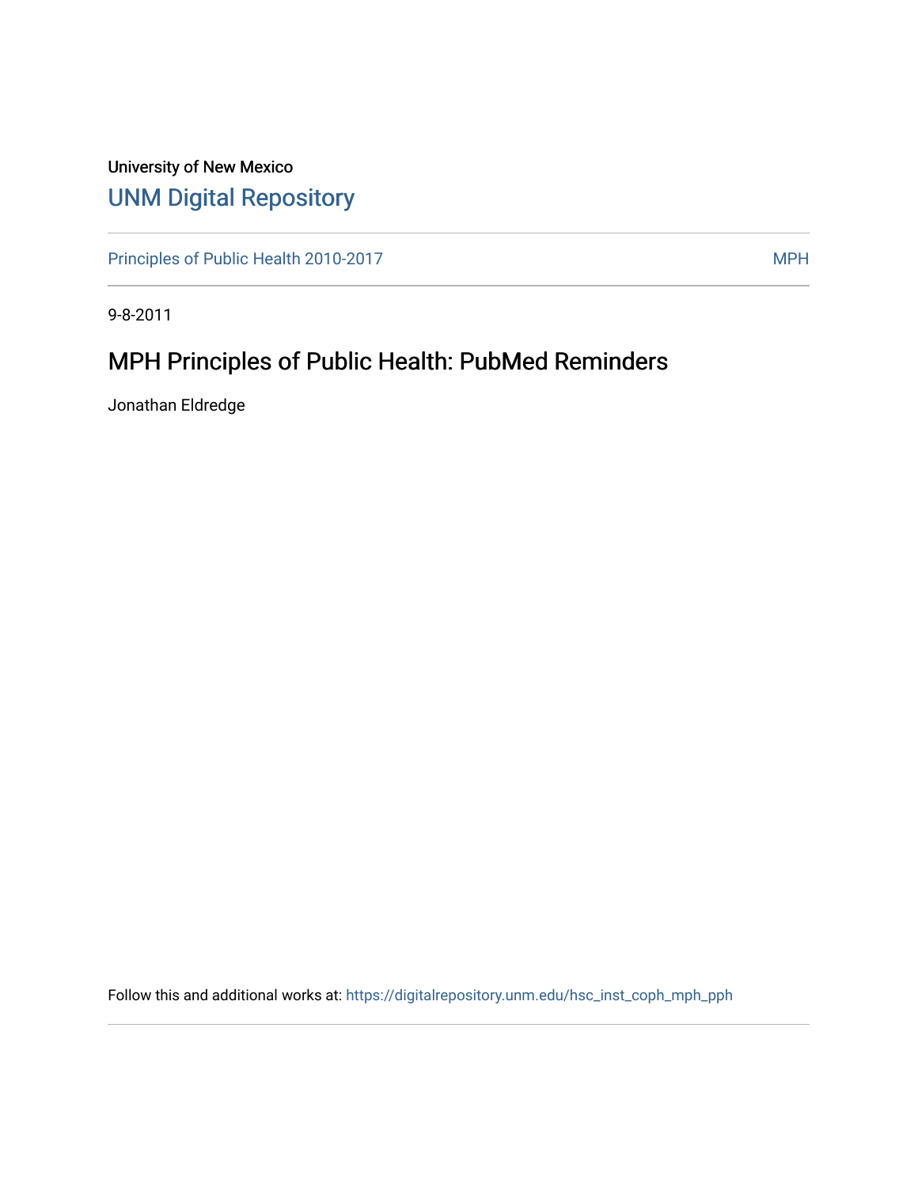University of New Mexico

# UNM Digital Repository

Principles of Public Health 2010-2017 | MPH

9-8-2011

## MPH Principles of Public Health: PubMed Reminders

Jonathan Eldredge

Follow this and additional works at: https://digitalrepository.unm.edu/hsc_inst_coph_mph_pph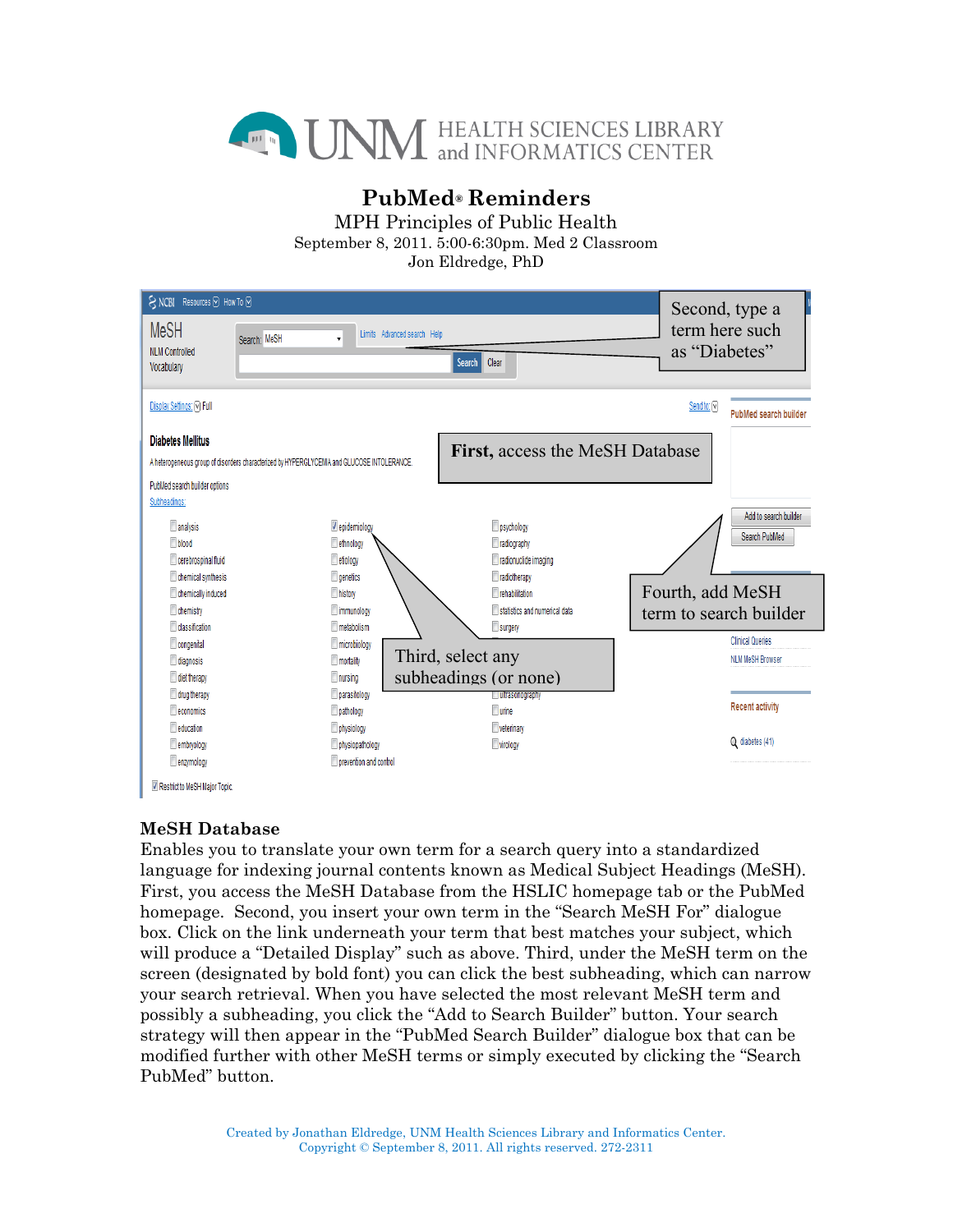# UNM HEALTH SCIENCES LIBRARY and INFORMATICS CENTER

## PubMed® Reminders

MPH Principles of Public Health
September 8, 2011. 5:00-6:30pm. Med 2 Classroom
Jon Eldredge, PhD

First, access the MeSH Database

Second, type a term here such as "Diabetes"

Third, select any subheadings (or none)

Fourth, add MeSH term to search builder

### MeSH Database

Enables you to translate your own term for a search query into a standardized language for indexing journal contents known as Medical Subject Headings (MeSH). First, you access the MeSH Database from the HSLIC homepage tab or the PubMed homepage. Second, you insert your own term in the "Search MeSH For" dialogue box. Click on the link underneath your term that best matches your subject, which will produce a "Detailed Display" such as above. Third, under the MeSH term on the screen (designated by bold font) you can click the best subheading, which can narrow your search retrieval. When you have selected the most relevant MeSH term and possibly a subheading, you click the "Add to Search Builder" button. Your search strategy will then appear in the "PubMed Search Builder" dialogue box that can be modified further with other MeSH terms or simply executed by clicking the "Search PubMed" button.

Created by Jonathan Eldredge, UNM Health Sciences Library and Informatics Center.
Copyright © September 8, 2011. All rights reserved. 272-2311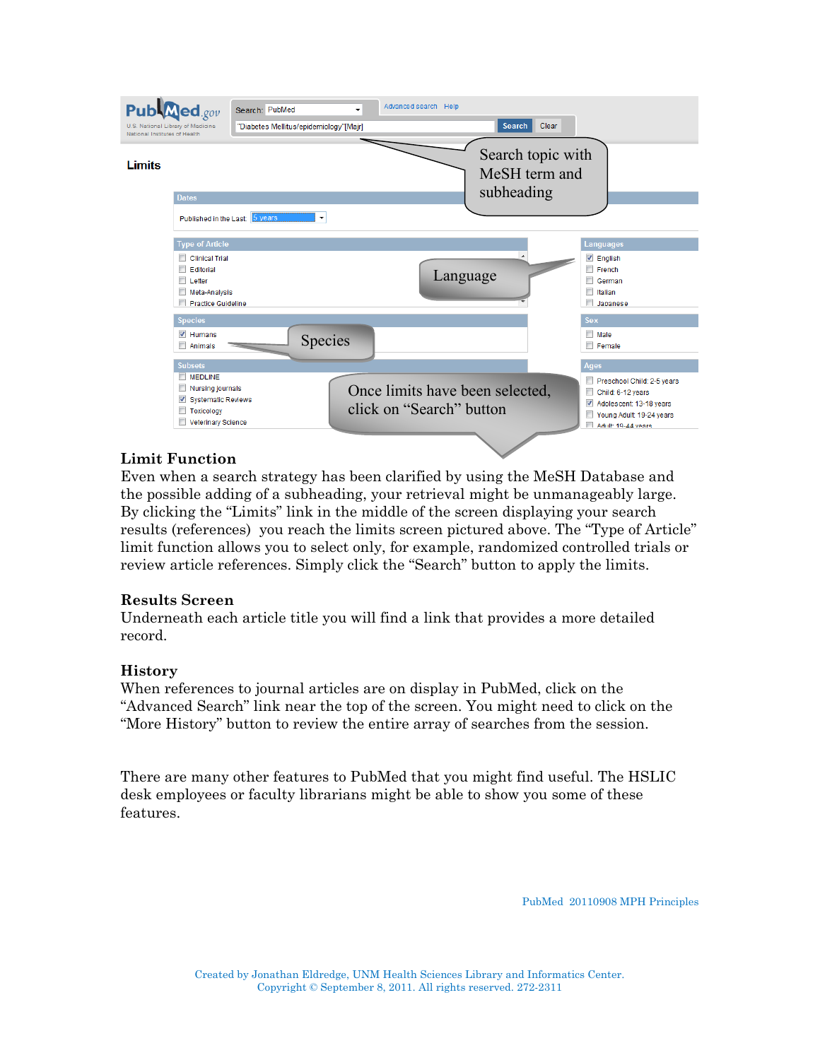### Limit Function

Even when a search strategy has been clarified by using the MeSH Database and the possible adding of a subheading, your retrieval might be unmanageably large. By clicking the "Limits" link in the middle of the screen displaying your search results (references) you reach the limits screen pictured above. The "Type of Article" limit function allows you to select only, for example, randomized controlled trials or review article references. Simply click the "Search" button to apply the limits.

### Results Screen

Underneath each article title you will find a link that provides a more detailed record.

### History

When references to journal articles are on display in PubMed, click on the "Advanced Search" link near the top of the screen. You might need to click on the "More History" button to review the entire array of searches from the session.

There are many other features to PubMed that you might find useful. The HSLIC desk employees or faculty librarians might be able to show you some of these features.